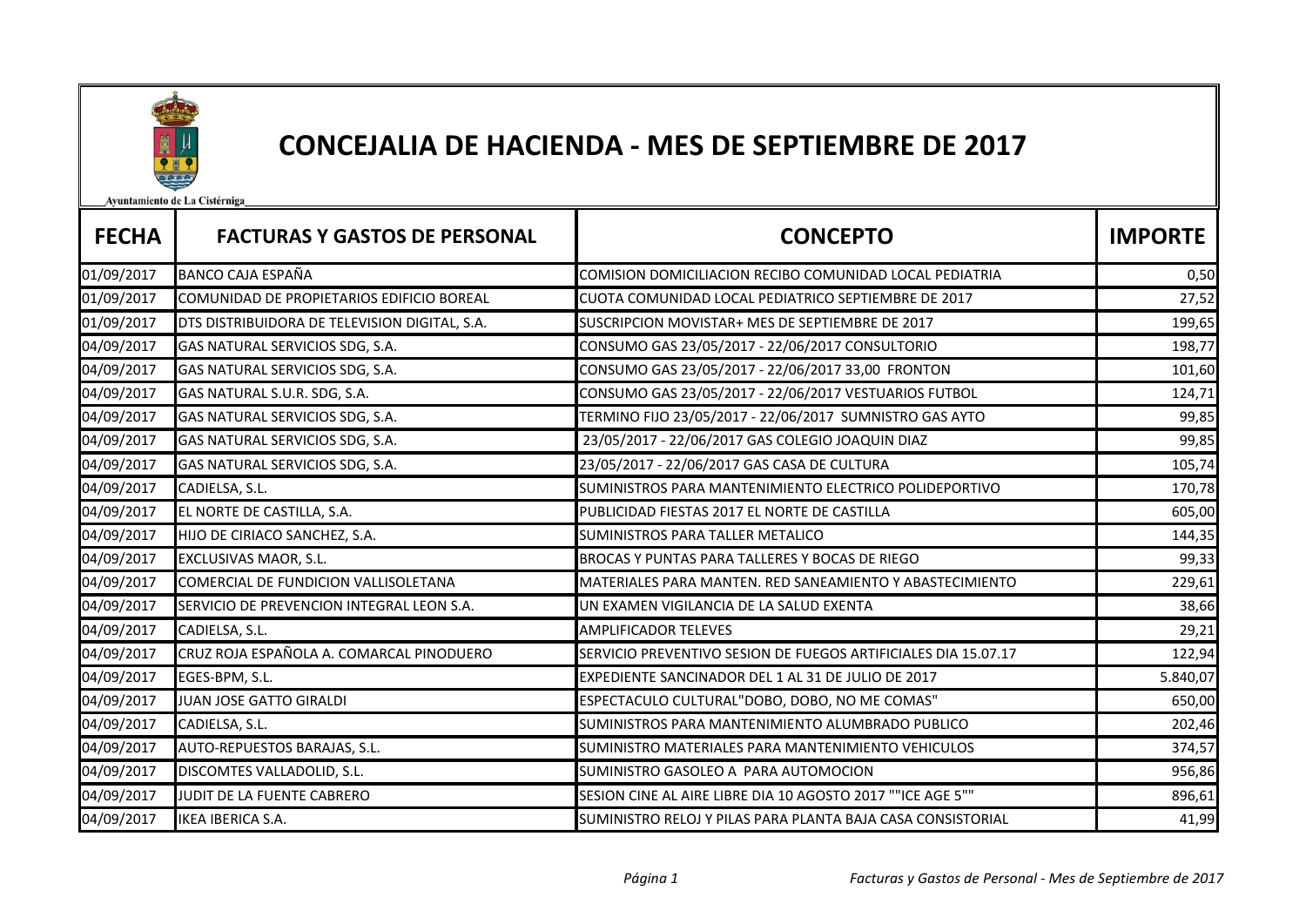Ayuntamiento de La Cistérniga

# CONCEJALIA DE HACIENDA - MES DE SEPTIEMBRE DE 2017

| FECHA | FACTURAS Y GASTOS DE PERSONAL | CONCEPTO | IMPORTE |
|---|---|---|---|
| 01/09/2017 | BANCO CAJA ESPAÑA | COMISION DOMICILIACION RECIBO COMUNIDAD LOCAL PEDIATRIA | 0,50 |
| 01/09/2017 | COMUNIDAD DE PROPIETARIOS EDIFICIO BOREAL | CUOTA COMUNIDAD LOCAL PEDIATRICO SEPTIEMBRE DE 2017 | 27,52 |
| 01/09/2017 | DTS DISTRIBUIDORA DE TELEVISION DIGITAL, S.A. | SUSCRIPCION MOVISTAR+ MES DE SEPTIEMBRE DE 2017 | 199,65 |
| 04/09/2017 | GAS NATURAL SERVICIOS SDG, S.A. | CONSUMO GAS 23/05/2017 - 22/06/2017 CONSULTORIO | 198,77 |
| 04/09/2017 | GAS NATURAL SERVICIOS SDG, S.A. | CONSUMO GAS 23/05/2017 - 22/06/2017 33,00 FRONTON | 101,60 |
| 04/09/2017 | GAS NATURAL S.U.R. SDG, S.A. | CONSUMO GAS 23/05/2017 - 22/06/2017 VESTUARIOS FUTBOL | 124,71 |
| 04/09/2017 | GAS NATURAL SERVICIOS SDG, S.A. | TERMINO FIJO 23/05/2017 - 22/06/2017 SUMNISTRO GAS AYTO | 99,85 |
| 04/09/2017 | GAS NATURAL SERVICIOS SDG, S.A. | 23/05/2017 - 22/06/2017 GAS COLEGIO JOAQUIN DIAZ | 99,85 |
| 04/09/2017 | GAS NATURAL SERVICIOS SDG, S.A. | 23/05/2017 - 22/06/2017 GAS CASA DE CULTURA | 105,74 |
| 04/09/2017 | CADIELSA, S.L. | SUMINISTROS PARA MANTENIMIENTO ELECTRICO POLIDEPORTIVO | 170,78 |
| 04/09/2017 | EL NORTE DE CASTILLA, S.A. | PUBLICIDAD FIESTAS 2017 EL NORTE DE CASTILLA | 605,00 |
| 04/09/2017 | HIJO DE CIRIACO SANCHEZ, S.A. | SUMINISTROS PARA TALLER METALICO | 144,35 |
| 04/09/2017 | EXCLUSIVAS MAOR, S.L. | BROCAS Y PUNTAS PARA TALLERES Y BOCAS DE RIEGO | 99,33 |
| 04/09/2017 | COMERCIAL DE FUNDICION VALLISOLETANA | MATERIALES PARA MANTEN. RED SANEAMIENTO Y ABASTECIMIENTO | 229,61 |
| 04/09/2017 | SERVICIO DE PREVENCION INTEGRAL LEON S.A. | UN EXAMEN VIGILANCIA DE LA SALUD EXENTA | 38,66 |
| 04/09/2017 | CADIELSA, S.L. | AMPLIFICADOR TELEVES | 29,21 |
| 04/09/2017 | CRUZ ROJA ESPAÑOLA A. COMARCAL PINODUERO | SERVICIO PREVENTIVO SESION DE FUEGOS ARTIFICIALES DIA 15.07.17 | 122,94 |
| 04/09/2017 | EGES-BPM, S.L. | EXPEDIENTE SANCINADOR DEL 1 AL 31 DE JULIO DE 2017 | 5.840,07 |
| 04/09/2017 | JUAN JOSE GATTO GIRALDI | ESPECTACULO CULTURAL"DOBO, DOBO, NO ME COMAS" | 650,00 |
| 04/09/2017 | CADIELSA, S.L. | SUMINISTROS PARA MANTENIMIENTO ALUMBRADO PUBLICO | 202,46 |
| 04/09/2017 | AUTO-REPUESTOS BARAJAS, S.L. | SUMINISTRO MATERIALES PARA MANTENIMIENTO VEHICULOS | 374,57 |
| 04/09/2017 | DISCOMTES VALLADOLID, S.L. | SUMINISTRO GASOLEO A PARA AUTOMOCION | 956,86 |
| 04/09/2017 | JUDIT DE LA FUENTE CABRERO | SESION CINE AL AIRE LIBRE DIA 10 AGOSTO 2017 ""ICE AGE 5"" | 896,61 |
| 04/09/2017 | IKEA IBERICA S.A. | SUMINISTRO RELOJ Y PILAS PARA PLANTA BAJA CASA CONSISTORIAL | 41,99 |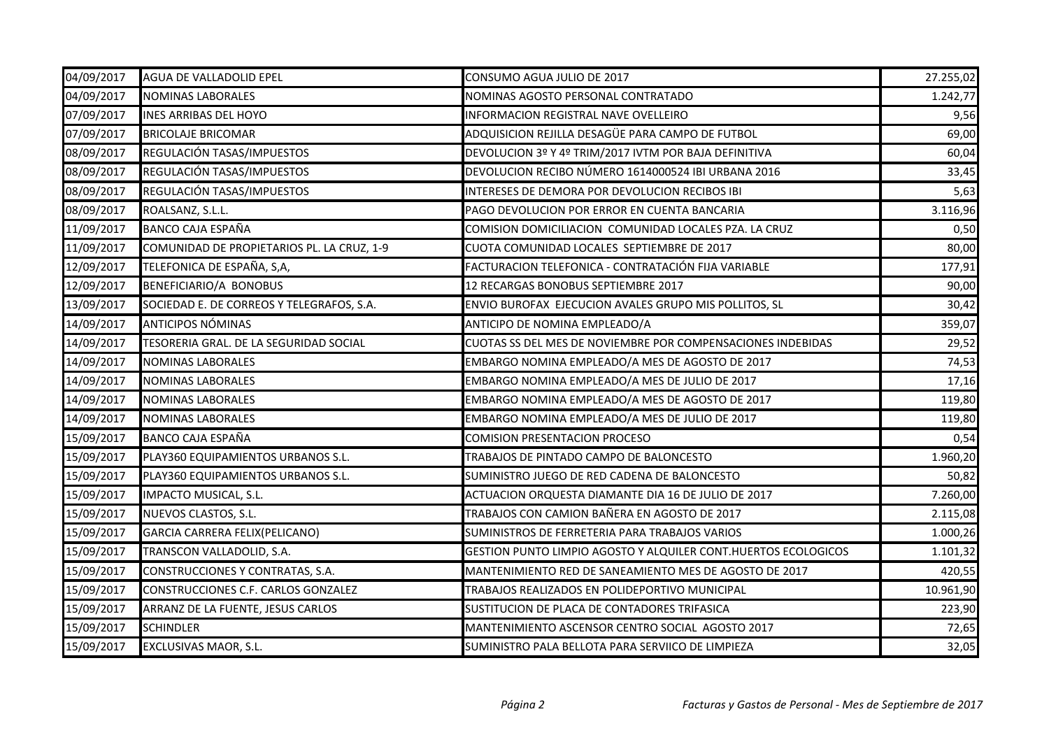| | | | |
|---|---|---|---|
| 04/09/2017 | AGUA DE VALLADOLID EPEL | CONSUMO AGUA JULIO DE 2017 | 27.255,02 |
| 04/09/2017 | NOMINAS LABORALES | NOMINAS AGOSTO PERSONAL CONTRATADO | 1.242,77 |
| 07/09/2017 | INES ARRIBAS DEL HOYO | INFORMACION REGISTRAL NAVE OVELLEIRO | 9,56 |
| 07/09/2017 | BRICOLAJE BRICOMAR | ADQUISICION REJILLA DESAGÜE PARA CAMPO DE FUTBOL | 69,00 |
| 08/09/2017 | REGULACIÓN TASAS/IMPUESTOS | DEVOLUCION 3º Y 4º TRIM/2017 IVTM POR BAJA DEFINITIVA | 60,04 |
| 08/09/2017 | REGULACIÓN TASAS/IMPUESTOS | DEVOLUCION RECIBO NÚMERO 1614000524 IBI URBANA 2016 | 33,45 |
| 08/09/2017 | REGULACIÓN TASAS/IMPUESTOS | INTERESES DE DEMORA POR DEVOLUCION RECIBOS IBI | 5,63 |
| 08/09/2017 | ROALSANZ, S.L.L. | PAGO DEVOLUCION POR ERROR EN CUENTA BANCARIA | 3.116,96 |
| 11/09/2017 | BANCO CAJA ESPAÑA | COMISION DOMICILIACION COMUNIDAD LOCALES PZA. LA CRUZ | 0,50 |
| 11/09/2017 | COMUNIDAD DE PROPIETARIOS PL. LA CRUZ, 1-9 | CUOTA COMUNIDAD LOCALES SEPTIEMBRE DE 2017 | 80,00 |
| 12/09/2017 | TELEFONICA DE ESPAÑA, S,A, | FACTURACION TELEFONICA - CONTRATACIÓN FIJA VARIABLE | 177,91 |
| 12/09/2017 | BENEFICIARIO/A BONOBUS | 12 RECARGAS BONOBUS SEPTIEMBRE 2017 | 90,00 |
| 13/09/2017 | SOCIEDAD E. DE CORREOS Y TELEGRAFOS, S.A. | ENVIO BUROFAX EJECUCION AVALES GRUPO MIS POLLITOS, SL | 30,42 |
| 14/09/2017 | ANTICIPOS NÓMINAS | ANTICIPO DE NOMINA EMPLEADO/A | 359,07 |
| 14/09/2017 | TESORERIA GRAL. DE LA SEGURIDAD SOCIAL | CUOTAS SS DEL MES DE NOVIEMBRE POR COMPENSACIONES INDEBIDAS | 29,52 |
| 14/09/2017 | NOMINAS LABORALES | EMBARGO NOMINA EMPLEADO/A MES DE AGOSTO DE 2017 | 74,53 |
| 14/09/2017 | NOMINAS LABORALES | EMBARGO NOMINA EMPLEADO/A MES DE JULIO DE 2017 | 17,16 |
| 14/09/2017 | NOMINAS LABORALES | EMBARGO NOMINA EMPLEADO/A MES DE AGOSTO DE 2017 | 119,80 |
| 14/09/2017 | NOMINAS LABORALES | EMBARGO NOMINA EMPLEADO/A MES DE JULIO DE 2017 | 119,80 |
| 15/09/2017 | BANCO CAJA ESPAÑA | COMISION PRESENTACION PROCESO | 0,54 |
| 15/09/2017 | PLAY360 EQUIPAMIENTOS URBANOS S.L. | TRABAJOS DE PINTADO CAMPO DE BALONCESTO | 1.960,20 |
| 15/09/2017 | PLAY360 EQUIPAMIENTOS URBANOS S.L. | SUMINISTRO JUEGO DE RED CADENA DE BALONCESTO | 50,82 |
| 15/09/2017 | IMPACTO MUSICAL, S.L. | ACTUACION ORQUESTA DIAMANTE DIA 16 DE JULIO DE 2017 | 7.260,00 |
| 15/09/2017 | NUEVOS CLASTOS, S.L. | TRABAJOS CON CAMION BAÑERA EN AGOSTO DE 2017 | 2.115,08 |
| 15/09/2017 | GARCIA CARRERA FELIX(PELICANO) | SUMINISTROS DE FERRETERIA PARA TRABAJOS VARIOS | 1.000,26 |
| 15/09/2017 | TRANSCON VALLADOLID, S.A. | GESTION PUNTO LIMPIO AGOSTO Y ALQUILER CONT.HUERTOS ECOLOGICOS | 1.101,32 |
| 15/09/2017 | CONSTRUCCIONES Y CONTRATAS, S.A. | MANTENIMIENTO RED DE SANEAMIENTO MES DE AGOSTO DE 2017 | 420,55 |
| 15/09/2017 | CONSTRUCCIONES C.F. CARLOS GONZALEZ | TRABAJOS REALIZADOS EN POLIDEPORTIVO MUNICIPAL | 10.961,90 |
| 15/09/2017 | ARRANZ DE LA FUENTE, JESUS CARLOS | SUSTITUCION DE PLACA DE CONTADORES TRIFASICA | 223,90 |
| 15/09/2017 | SCHINDLER | MANTENIMIENTO ASCENSOR CENTRO SOCIAL AGOSTO 2017 | 72,65 |
| 15/09/2017 | EXCLUSIVAS MAOR, S.L. | SUMINISTRO PALA BELLOTA PARA SERVIICO DE LIMPIEZA | 32,05 |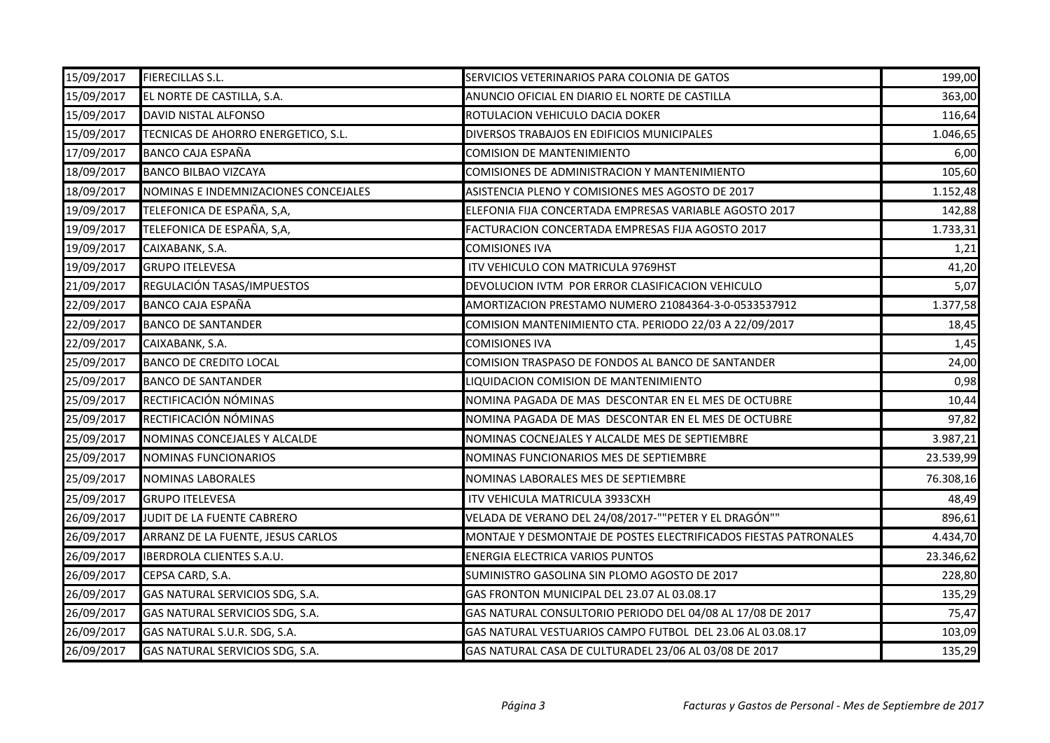| | | | |
|---|---|---|---|
| 15/09/2017 | FIERECILLAS S.L. | SERVICIOS VETERINARIOS PARA COLONIA DE GATOS | 199,00 |
| 15/09/2017 | EL NORTE DE CASTILLA, S.A. | ANUNCIO OFICIAL EN DIARIO EL NORTE DE CASTILLA | 363,00 |
| 15/09/2017 | DAVID NISTAL ALFONSO | ROTULACION VEHICULO DACIA DOKER | 116,64 |
| 15/09/2017 | TECNICAS DE AHORRO ENERGETICO, S.L. | DIVERSOS TRABAJOS EN EDIFICIOS MUNICIPALES | 1.046,65 |
| 17/09/2017 | BANCO CAJA ESPAÑA | COMISION DE MANTENIMIENTO | 6,00 |
| 18/09/2017 | BANCO BILBAO VIZCAYA | COMISIONES DE ADMINISTRACION Y MANTENIMIENTO | 105,60 |
| 18/09/2017 | NOMINAS E INDEMNIZACIONES CONCEJALES | ASISTENCIA PLENO Y COMISIONES MES AGOSTO DE 2017 | 1.152,48 |
| 19/09/2017 | TELEFONICA DE ESPAÑA, S,A, | ELEFONIA FIJA CONCERTADA EMPRESAS VARIABLE AGOSTO 2017 | 142,88 |
| 19/09/2017 | TELEFONICA DE ESPAÑA, S,A, | FACTURACION CONCERTADA EMPRESAS FIJA AGOSTO 2017 | 1.733,31 |
| 19/09/2017 | CAIXABANK, S.A. | COMISIONES IVA | 1,21 |
| 19/09/2017 | GRUPO ITELEVESA | ITV VEHICULO CON MATRICULA 9769HST | 41,20 |
| 21/09/2017 | REGULACIÓN TASAS/IMPUESTOS | DEVOLUCION IVTM POR ERROR CLASIFICACION VEHICULO | 5,07 |
| 22/09/2017 | BANCO CAJA ESPAÑA | AMORTIZACION PRESTAMO NUMERO 21084364-3-0-0533537912 | 1.377,58 |
| 22/09/2017 | BANCO DE SANTANDER | COMISION MANTENIMIENTO CTA. PERIODO 22/03 A 22/09/2017 | 18,45 |
| 22/09/2017 | CAIXABANK, S.A. | COMISIONES IVA | 1,45 |
| 25/09/2017 | BANCO DE CREDITO LOCAL | COMISION TRASPASO DE FONDOS AL BANCO DE SANTANDER | 24,00 |
| 25/09/2017 | BANCO DE SANTANDER | LIQUIDACION COMISION DE MANTENIMIENTO | 0,98 |
| 25/09/2017 | RECTIFICACIÓN NÓMINAS | NOMINA PAGADA DE MAS DESCONTAR EN EL MES DE OCTUBRE | 10,44 |
| 25/09/2017 | RECTIFICACIÓN NÓMINAS | NOMINA PAGADA DE MAS DESCONTAR EN EL MES DE OCTUBRE | 97,82 |
| 25/09/2017 | NOMINAS CONCEJALES Y ALCALDE | NOMINAS COCNEJALES Y ALCALDE MES DE SEPTIEMBRE | 3.987,21 |
| 25/09/2017 | NOMINAS FUNCIONARIOS | NOMINAS FUNCIONARIOS MES DE SEPTIEMBRE | 23.539,99 |
| 25/09/2017 | NOMINAS LABORALES | NOMINAS LABORALES MES DE SEPTIEMBRE | 76.308,16 |
| 25/09/2017 | GRUPO ITELEVESA | ITV VEHICULA MATRICULA 3933CXH | 48,49 |
| 26/09/2017 | JUDIT DE LA FUENTE CABRERO | VELADA DE VERANO DEL 24/08/2017-""PETER Y EL DRAGÓN"" | 896,61 |
| 26/09/2017 | ARRANZ DE LA FUENTE, JESUS CARLOS | MONTAJE Y DESMONTAJE DE POSTES ELECTRIFICADOS FIESTAS PATRONALES | 4.434,70 |
| 26/09/2017 | IBERDROLA CLIENTES S.A.U. | ENERGIA ELECTRICA VARIOS PUNTOS | 23.346,62 |
| 26/09/2017 | CEPSA CARD, S.A. | SUMINISTRO GASOLINA SIN PLOMO AGOSTO DE 2017 | 228,80 |
| 26/09/2017 | GAS NATURAL SERVICIOS SDG, S.A. | GAS FRONTON MUNICIPAL DEL 23.07 AL 03.08.17 | 135,29 |
| 26/09/2017 | GAS NATURAL SERVICIOS SDG, S.A. | GAS NATURAL CONSULTORIO PERIODO DEL 04/08 AL 17/08 DE 2017 | 75,47 |
| 26/09/2017 | GAS NATURAL S.U.R. SDG, S.A. | GAS NATURAL VESTUARIOS CAMPO FUTBOL DEL 23.06 AL 03.08.17 | 103,09 |
| 26/09/2017 | GAS NATURAL SERVICIOS SDG, S.A. | GAS NATURAL CASA DE CULTURADEL 23/06 AL 03/08 DE 2017 | 135,29 |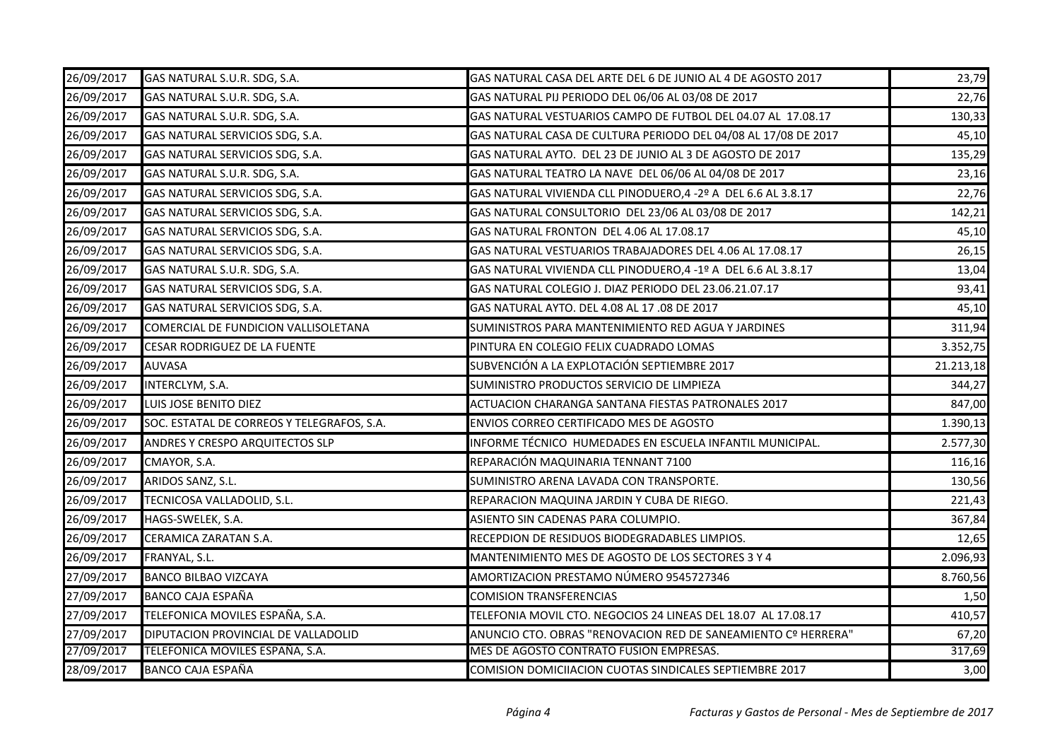| | | | |
|---|---|---|---|
| 26/09/2017 | GAS NATURAL S.U.R. SDG, S.A. | GAS NATURAL CASA DEL ARTE DEL 6 DE JUNIO AL 4 DE AGOSTO 2017 | 23,79 |
| 26/09/2017 | GAS NATURAL S.U.R. SDG, S.A. | GAS NATURAL PIJ PERIODO DEL 06/06 AL 03/08 DE 2017 | 22,76 |
| 26/09/2017 | GAS NATURAL S.U.R. SDG, S.A. | GAS NATURAL VESTUARIOS CAMPO DE FUTBOL DEL 04.07 AL 17.08.17 | 130,33 |
| 26/09/2017 | GAS NATURAL SERVICIOS SDG, S.A. | GAS NATURAL CASA DE CULTURA PERIODO DEL 04/08 AL 17/08 DE 2017 | 45,10 |
| 26/09/2017 | GAS NATURAL SERVICIOS SDG, S.A. | GAS NATURAL AYTO. DEL 23 DE JUNIO AL 3 DE AGOSTO DE 2017 | 135,29 |
| 26/09/2017 | GAS NATURAL S.U.R. SDG, S.A. | GAS NATURAL TEATRO LA NAVE DEL 06/06 AL 04/08 DE 2017 | 23,16 |
| 26/09/2017 | GAS NATURAL SERVICIOS SDG, S.A. | GAS NATURAL VIVIENDA CLL PINODUERO,4 -2º A DEL 6.6 AL 3.8.17 | 22,76 |
| 26/09/2017 | GAS NATURAL SERVICIOS SDG, S.A. | GAS NATURAL CONSULTORIO DEL 23/06 AL 03/08 DE 2017 | 142,21 |
| 26/09/2017 | GAS NATURAL SERVICIOS SDG, S.A. | GAS NATURAL FRONTON DEL 4.06 AL 17.08.17 | 45,10 |
| 26/09/2017 | GAS NATURAL SERVICIOS SDG, S.A. | GAS NATURAL VESTUARIOS TRABAJADORES DEL 4.06 AL 17.08.17 | 26,15 |
| 26/09/2017 | GAS NATURAL S.U.R. SDG, S.A. | GAS NATURAL VIVIENDA CLL PINODUERO,4 -1º A DEL 6.6 AL 3.8.17 | 13,04 |
| 26/09/2017 | GAS NATURAL SERVICIOS SDG, S.A. | GAS NATURAL COLEGIO J. DIAZ PERIODO DEL 23.06.21.07.17 | 93,41 |
| 26/09/2017 | GAS NATURAL SERVICIOS SDG, S.A. | GAS NATURAL AYTO. DEL 4.08 AL 17 .08 DE 2017 | 45,10 |
| 26/09/2017 | COMERCIAL DE FUNDICION VALLISOLETANA | SUMINISTROS PARA MANTENIMIENTO RED AGUA Y JARDINES | 311,94 |
| 26/09/2017 | CESAR RODRIGUEZ DE LA FUENTE | PINTURA EN COLEGIO FELIX CUADRADO LOMAS | 3.352,75 |
| 26/09/2017 | AUVASA | SUBVENCIÓN A LA EXPLOTACIÓN SEPTIEMBRE 2017 | 21.213,18 |
| 26/09/2017 | INTERCLYM, S.A. | SUMINISTRO PRODUCTOS SERVICIO DE LIMPIEZA | 344,27 |
| 26/09/2017 | LUIS JOSE BENITO DIEZ | ACTUACION CHARANGA SANTANA FIESTAS PATRONALES 2017 | 847,00 |
| 26/09/2017 | SOC. ESTATAL DE CORREOS Y TELEGRAFOS, S.A. | ENVIOS CORREO CERTIFICADO MES DE AGOSTO | 1.390,13 |
| 26/09/2017 | ANDRES Y CRESPO ARQUITECTOS SLP | INFORME TÉCNICO HUMEDADES EN ESCUELA INFANTIL MUNICIPAL. | 2.577,30 |
| 26/09/2017 | CMAYOR, S.A. | REPARACIÓN MAQUINARIA TENNANT 7100 | 116,16 |
| 26/09/2017 | ARIDOS SANZ, S.L. | SUMINISTRO ARENA LAVADA CON TRANSPORTE. | 130,56 |
| 26/09/2017 | TECNICOSA VALLADOLID, S.L. | REPARACION MAQUINA JARDIN Y CUBA DE RIEGO. | 221,43 |
| 26/09/2017 | HAGS-SWELEK, S.A. | ASIENTO SIN CADENAS PARA COLUMPIO. | 367,84 |
| 26/09/2017 | CERAMICA ZARATAN S.A. | RECEPDION DE RESIDUOS BIODEGRADABLES LIMPIOS. | 12,65 |
| 26/09/2017 | FRANYAL, S.L. | MANTENIMIENTO MES DE AGOSTO DE LOS SECTORES 3 Y 4 | 2.096,93 |
| 27/09/2017 | BANCO BILBAO VIZCAYA | AMORTIZACION PRESTAMO NÚMERO 9545727346 | 8.760,56 |
| 27/09/2017 | BANCO CAJA ESPAÑA | COMISION TRANSFERENCIAS | 1,50 |
| 27/09/2017 | TELEFONICA MOVILES ESPAÑA, S.A. | TELEFONIA MOVIL CTO. NEGOCIOS 24 LINEAS DEL 18.07 AL 17.08.17 | 410,57 |
| 27/09/2017 | DIPUTACION PROVINCIAL DE VALLADOLID | ANUNCIO CTO. OBRAS "RENOVACION RED DE SANEAMIENTO Cº HERRERA" | 67,20 |
| 27/09/2017 | TELEFONICA MOVILES ESPAÑA, S.A. | MES DE AGOSTO CONTRATO FUSION EMPRESAS. | 317,69 |
| 28/09/2017 | BANCO CAJA ESPAÑA | COMISION DOMICIIACION CUOTAS SINDICALES SEPTIEMBRE 2017 | 3,00 |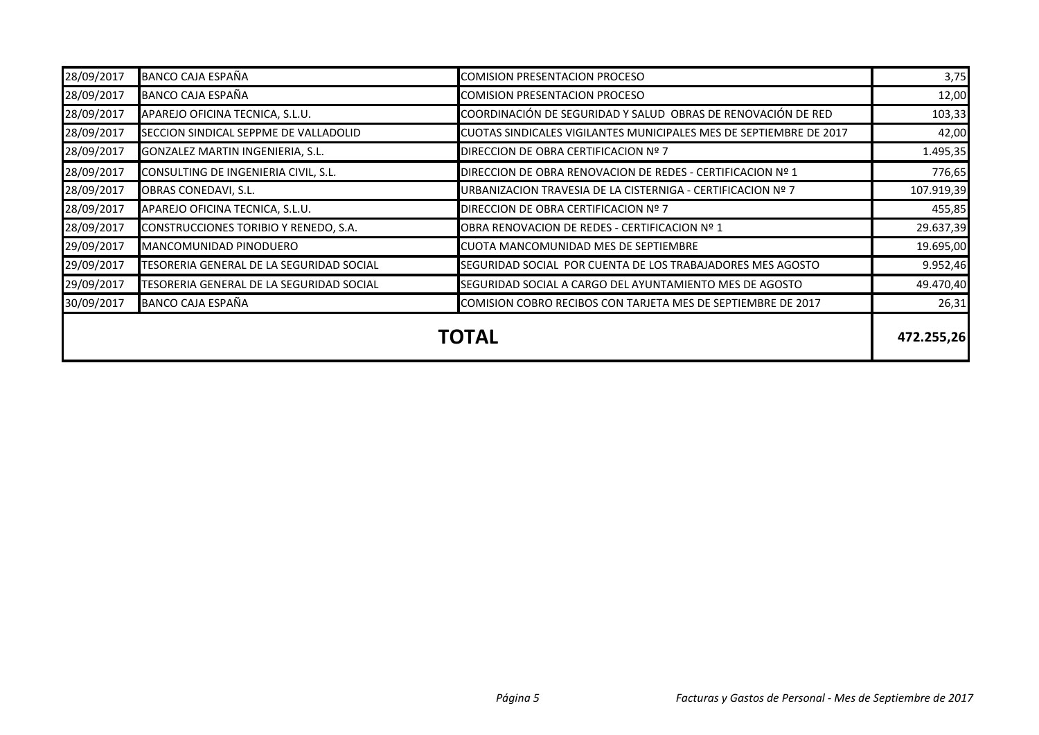| | | | |
|---|---|---|---|
| 28/09/2017 | BANCO CAJA ESPAÑA | COMISION PRESENTACION PROCESO | 3,75 |
| 28/09/2017 | BANCO CAJA ESPAÑA | COMISION PRESENTACION PROCESO | 12,00 |
| 28/09/2017 | APAREJO OFICINA TECNICA, S.L.U. | COORDINACIÓN DE SEGURIDAD Y SALUD OBRAS DE RENOVACIÓN DE RED | 103,33 |
| 28/09/2017 | SECCION SINDICAL SEPPME DE VALLADOLID | CUOTAS SINDICALES VIGILANTES MUNICIPALES MES DE SEPTIEMBRE DE 2017 | 42,00 |
| 28/09/2017 | GONZALEZ MARTIN INGENIERIA, S.L. | DIRECCION DE OBRA CERTIFICACION Nº 7 | 1.495,35 |
| 28/09/2017 | CONSULTING DE INGENIERIA CIVIL, S.L. | DIRECCION DE OBRA RENOVACION DE REDES - CERTIFICACION Nº 1 | 776,65 |
| 28/09/2017 | OBRAS CONEDAVI, S.L. | URBANIZACION TRAVESIA DE LA CISTERNIGA - CERTIFICACION Nº 7 | 107.919,39 |
| 28/09/2017 | APAREJO OFICINA TECNICA, S.L.U. | DIRECCION DE OBRA CERTIFICACION Nº 7 | 455,85 |
| 28/09/2017 | CONSTRUCCIONES TORIBIO Y RENEDO, S.A. | OBRA RENOVACION DE REDES - CERTIFICACION Nº 1 | 29.637,39 |
| 29/09/2017 | MANCOMUNIDAD PINODUERO | CUOTA MANCOMUNIDAD MES DE SEPTIEMBRE | 19.695,00 |
| 29/09/2017 | TESORERIA GENERAL DE LA SEGURIDAD SOCIAL | SEGURIDAD SOCIAL POR CUENTA DE LOS TRABAJADORES MES AGOSTO | 9.952,46 |
| 29/09/2017 | TESORERIA GENERAL DE LA SEGURIDAD SOCIAL | SEGURIDAD SOCIAL A CARGO DEL AYUNTAMIENTO MES DE AGOSTO | 49.470,40 |
| 30/09/2017 | BANCO CAJA ESPAÑA | COMISION COBRO RECIBOS CON TARJETA MES DE SEPTIEMBRE DE 2017 | 26,31 |
| | | **TOTAL** | **472.255,26** |